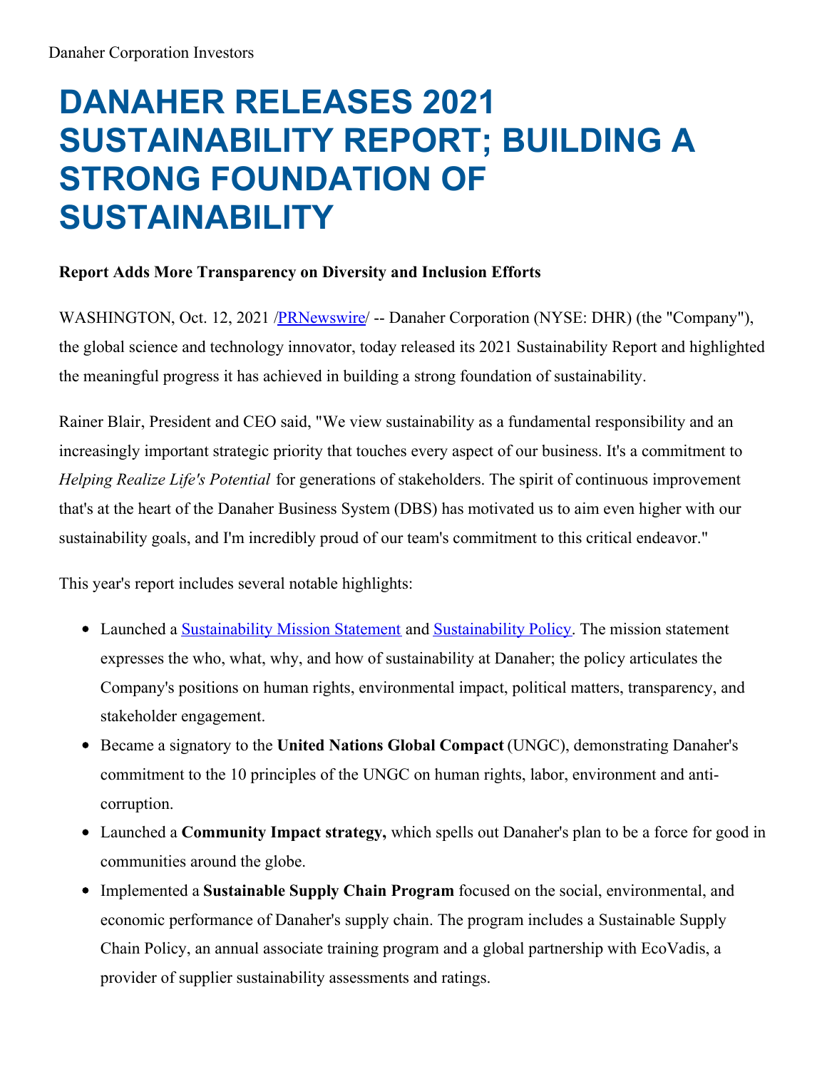Danaher Corporation Investors

# DANAHER RELEASES 2021 SUSTAINABILITY REPORT; BUILDING A STRONG FOUNDATION OF SUSTAINABILITY

**Report Adds More Transparency on Diversity and Inclusion Efforts**

WASHINGTON, Oct. 12, 2021 /PRNewswire/ -- Danaher Corporation (NYSE: DHR) (the "Company"), the global science and technology innovator, today released its 2021 Sustainability Report and highlighted the meaningful progress it has achieved in building a strong foundation of sustainability.

Rainer Blair, President and CEO said, "We view sustainability as a fundamental responsibility and an increasingly important strategic priority that touches every aspect of our business. It's a commitment to *Helping Realize Life's Potential* for generations of stakeholders. The spirit of continuous improvement that's at the heart of the Danaher Business System (DBS) has motivated us to aim even higher with our sustainability goals, and I'm incredibly proud of our team's commitment to this critical endeavor."

This year's report includes several notable highlights:

- Launched a Sustainability Mission Statement and Sustainability Policy. The mission statement expresses the who, what, why, and how of sustainability at Danaher; the policy articulates the Company's positions on human rights, environmental impact, political matters, transparency, and stakeholder engagement.
- Became a signatory to the **United Nations Global Compact** (UNGC), demonstrating Danaher's commitment to the 10 principles of the UNGC on human rights, labor, environment and anti-corruption.
- Launched a **Community Impact strategy,** which spells out Danaher's plan to be a force for good in communities around the globe.
- Implemented a **Sustainable Supply Chain Program** focused on the social, environmental, and economic performance of Danaher's supply chain. The program includes a Sustainable Supply Chain Policy, an annual associate training program and a global partnership with EcoVadis, a provider of supplier sustainability assessments and ratings.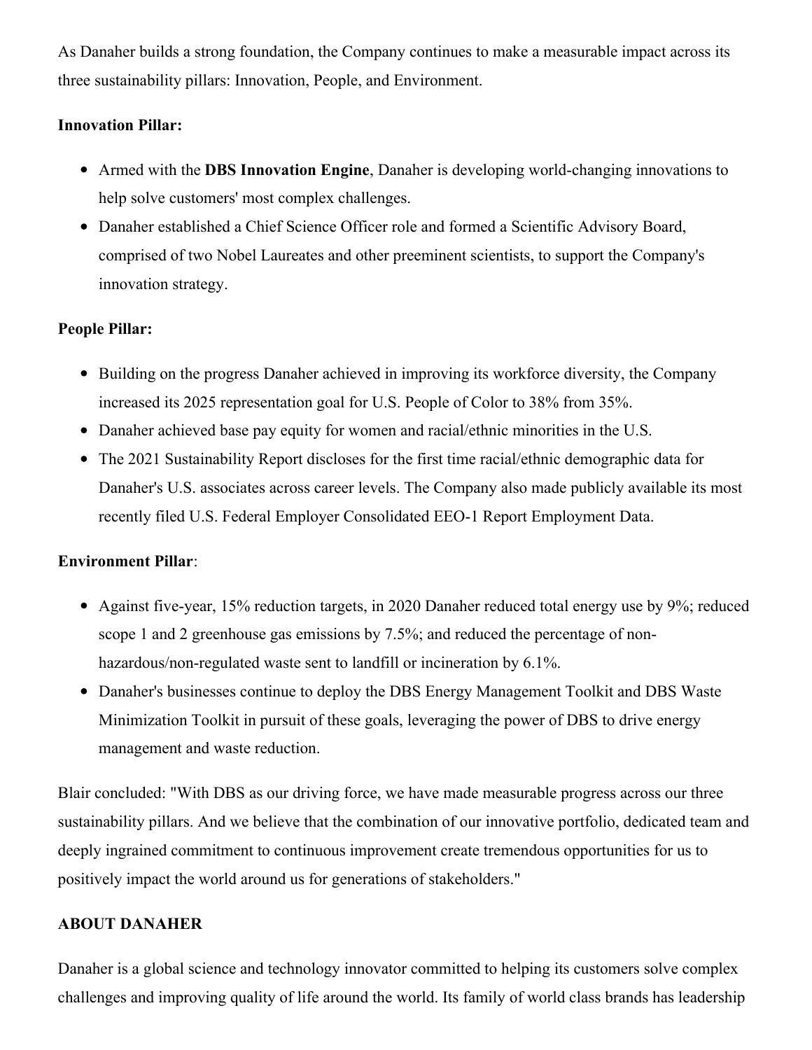As Danaher builds a strong foundation, the Company continues to make a measurable impact across its three sustainability pillars: Innovation, People, and Environment.

**Innovation Pillar:**

- Armed with the **DBS Innovation Engine**, Danaher is developing world-changing innovations to help solve customers' most complex challenges.
- Danaher established a Chief Science Officer role and formed a Scientific Advisory Board, comprised of two Nobel Laureates and other preeminent scientists, to support the Company's innovation strategy.

**People Pillar:**

- Building on the progress Danaher achieved in improving its workforce diversity, the Company increased its 2025 representation goal for U.S. People of Color to 38% from 35%.
- Danaher achieved base pay equity for women and racial/ethnic minorities in the U.S.
- The 2021 Sustainability Report discloses for the first time racial/ethnic demographic data for Danaher's U.S. associates across career levels. The Company also made publicly available its most recently filed U.S. Federal Employer Consolidated EEO-1 Report Employment Data.

**Environment Pillar**:

- Against five-year, 15% reduction targets, in 2020 Danaher reduced total energy use by 9%; reduced scope 1 and 2 greenhouse gas emissions by 7.5%; and reduced the percentage of non-hazardous/non-regulated waste sent to landfill or incineration by 6.1%.
- Danaher's businesses continue to deploy the DBS Energy Management Toolkit and DBS Waste Minimization Toolkit in pursuit of these goals, leveraging the power of DBS to drive energy management and waste reduction.

Blair concluded: "With DBS as our driving force, we have made measurable progress across our three sustainability pillars. And we believe that the combination of our innovative portfolio, dedicated team and deeply ingrained commitment to continuous improvement create tremendous opportunities for us to positively impact the world around us for generations of stakeholders."

**ABOUT DANAHER**

Danaher is a global science and technology innovator committed to helping its customers solve complex challenges and improving quality of life around the world. Its family of world class brands has leadership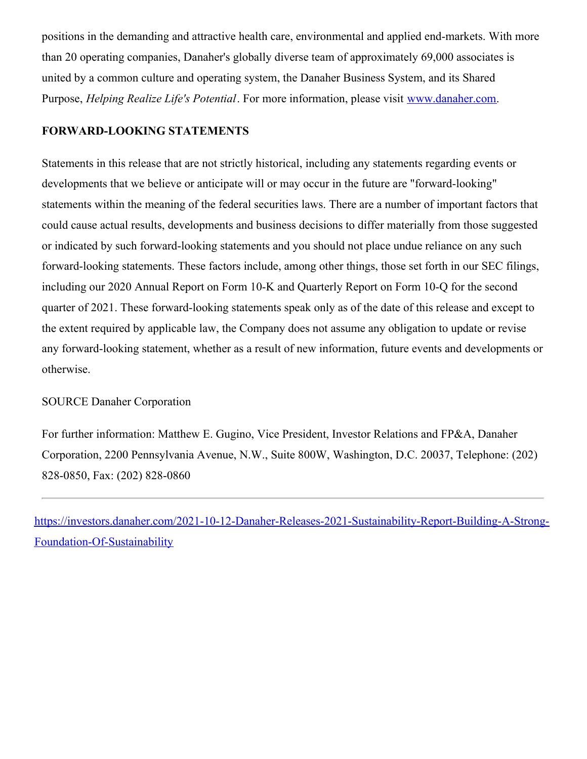positions in the demanding and attractive health care, environmental and applied end-markets. With more than 20 operating companies, Danaher's globally diverse team of approximately 69,000 associates is united by a common culture and operating system, the Danaher Business System, and its Shared Purpose, *Helping Realize Life's Potential*. For more information, please visit [www.danaher.com](http://www.danaher.com).

**FORWARD-LOOKING STATEMENTS**

Statements in this release that are not strictly historical, including any statements regarding events or developments that we believe or anticipate will or may occur in the future are "forward-looking" statements within the meaning of the federal securities laws. There are a number of important factors that could cause actual results, developments and business decisions to differ materially from those suggested or indicated by such forward-looking statements and you should not place undue reliance on any such forward-looking statements. These factors include, among other things, those set forth in our SEC filings, including our 2020 Annual Report on Form 10-K and Quarterly Report on Form 10-Q for the second quarter of 2021. These forward-looking statements speak only as of the date of this release and except to the extent required by applicable law, the Company does not assume any obligation to update or revise any forward-looking statement, whether as a result of new information, future events and developments or otherwise.

SOURCE Danaher Corporation

For further information: Matthew E. Gugino, Vice President, Investor Relations and FP&A, Danaher Corporation, 2200 Pennsylvania Avenue, N.W., Suite 800W, Washington, D.C. 20037, Telephone: (202) 828-0850, Fax: (202) 828-0860

---

[https://investors.danaher.com/2021-10-12-Danaher-Releases-2021-Sustainability-Report-Building-A-Strong-Foundation-Of-Sustainability](https://investors.danaher.com/2021-10-12-Danaher-Releases-2021-Sustainability-Report-Building-A-Strong-Foundation-Of-Sustainability)